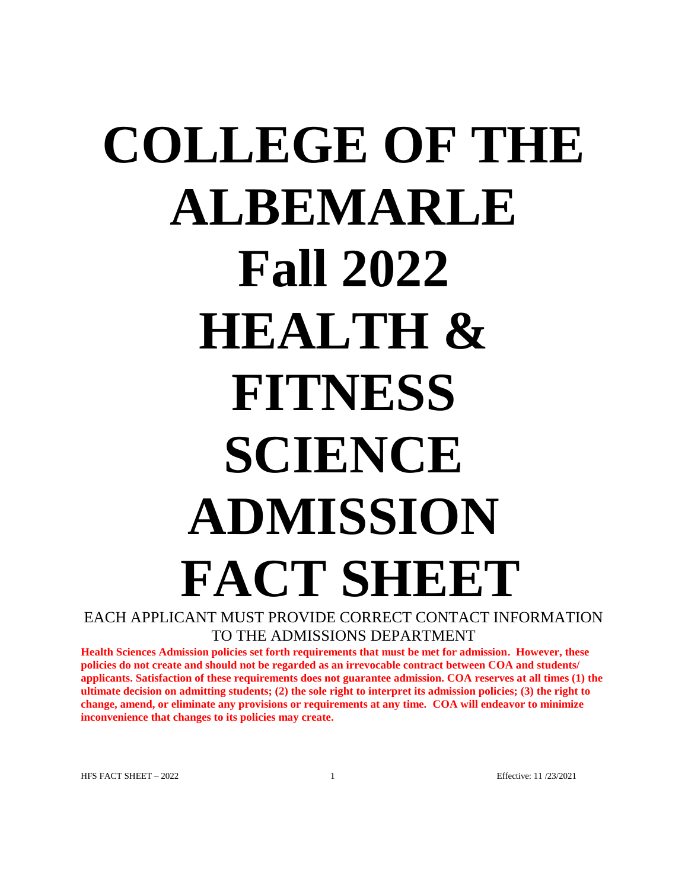# COLLEGE OF THE ALBEMARLE Fall 2022 HEALTH & FITNESS SCIENCE ADMISSION FACT SHEET

EACH APPLICANT MUST PROVIDE CORRECT CONTACT INFORMATION TO THE ADMISSIONS DEPARTMENT

**Health Sciences Admission policies set forth requirements that must be met for admission. However, these policies do not create and should not be regarded as an irrevocable contract between COA and students/ applicants. Satisfaction of these requirements does not guarantee admission. COA reserves at all times (1) the ultimate decision on admitting students; (2) the sole right to interpret its admission policies; (3) the right to change, amend, or eliminate any provisions or requirements at any time. COA will endeavor to minimize inconvenience that changes to its policies may create.**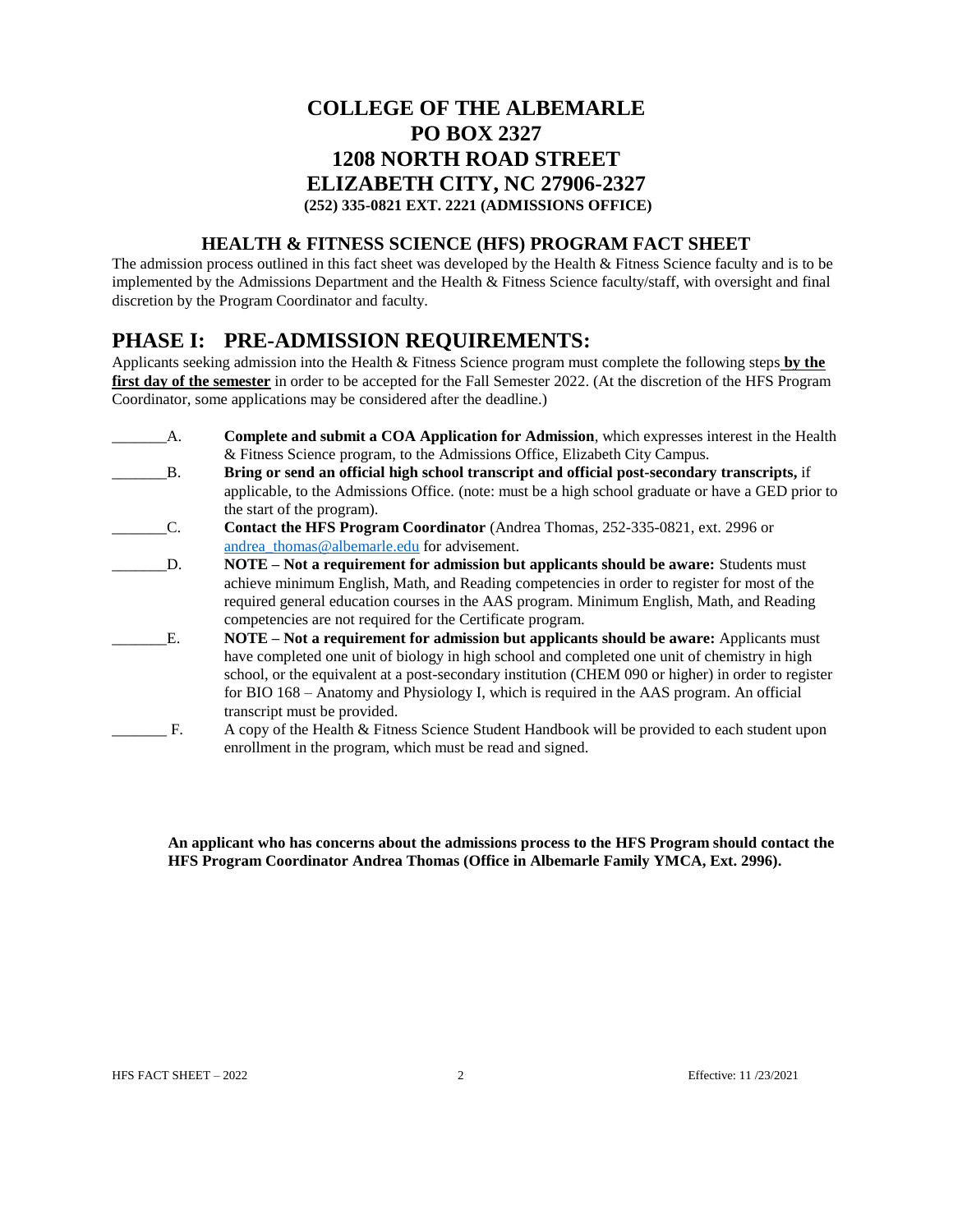# COLLEGE OF THE ALBEMARLE
# PO BOX 2327
# 1208 NORTH ROAD STREET
# ELIZABETH CITY, NC 27906-2327

**(252) 335-0821 EXT. 2221 (ADMISSIONS OFFICE)**

## HEALTH & FITNESS SCIENCE (HFS) PROGRAM FACT SHEET

The admission process outlined in this fact sheet was developed by the Health & Fitness Science faculty and is to be implemented by the Admissions Department and the Health & Fitness Science faculty/staff, with oversight and final discretion by the Program Coordinator and faculty.

# PHASE I: PRE-ADMISSION REQUIREMENTS:

Applicants seeking admission into the Health & Fitness Science program must complete the following steps **by the first day of the semester** in order to be accepted for the Fall Semester 2022. (At the discretion of the HFS Program Coordinator, some applications may be considered after the deadline.)

_______A. **Complete and submit a COA Application for Admission**, which expresses interest in the Health & Fitness Science program, to the Admissions Office, Elizabeth City Campus.

_______B. **Bring or send an official high school transcript and official post-secondary transcripts,** if applicable, to the Admissions Office. (note: must be a high school graduate or have a GED prior to the start of the program).

_______C. **Contact the HFS Program Coordinator** (Andrea Thomas, 252-335-0821, ext. 2996 or andrea_thomas@albemarle.edu for advisement.

_______D. **NOTE – Not a requirement for admission but applicants should be aware:** Students must achieve minimum English, Math, and Reading competencies in order to register for most of the required general education courses in the AAS program. Minimum English, Math, and Reading competencies are not required for the Certificate program.

_______E. **NOTE – Not a requirement for admission but applicants should be aware:** Applicants must have completed one unit of biology in high school and completed one unit of chemistry in high school, or the equivalent at a post-secondary institution (CHEM 090 or higher) in order to register for BIO 168 – Anatomy and Physiology I, which is required in the AAS program. An official transcript must be provided.

_______ F. A copy of the Health & Fitness Science Student Handbook will be provided to each student upon enrollment in the program, which must be read and signed.

**An applicant who has concerns about the admissions process to the HFS Program should contact the HFS Program Coordinator Andrea Thomas (Office in Albemarle Family YMCA, Ext. 2996).**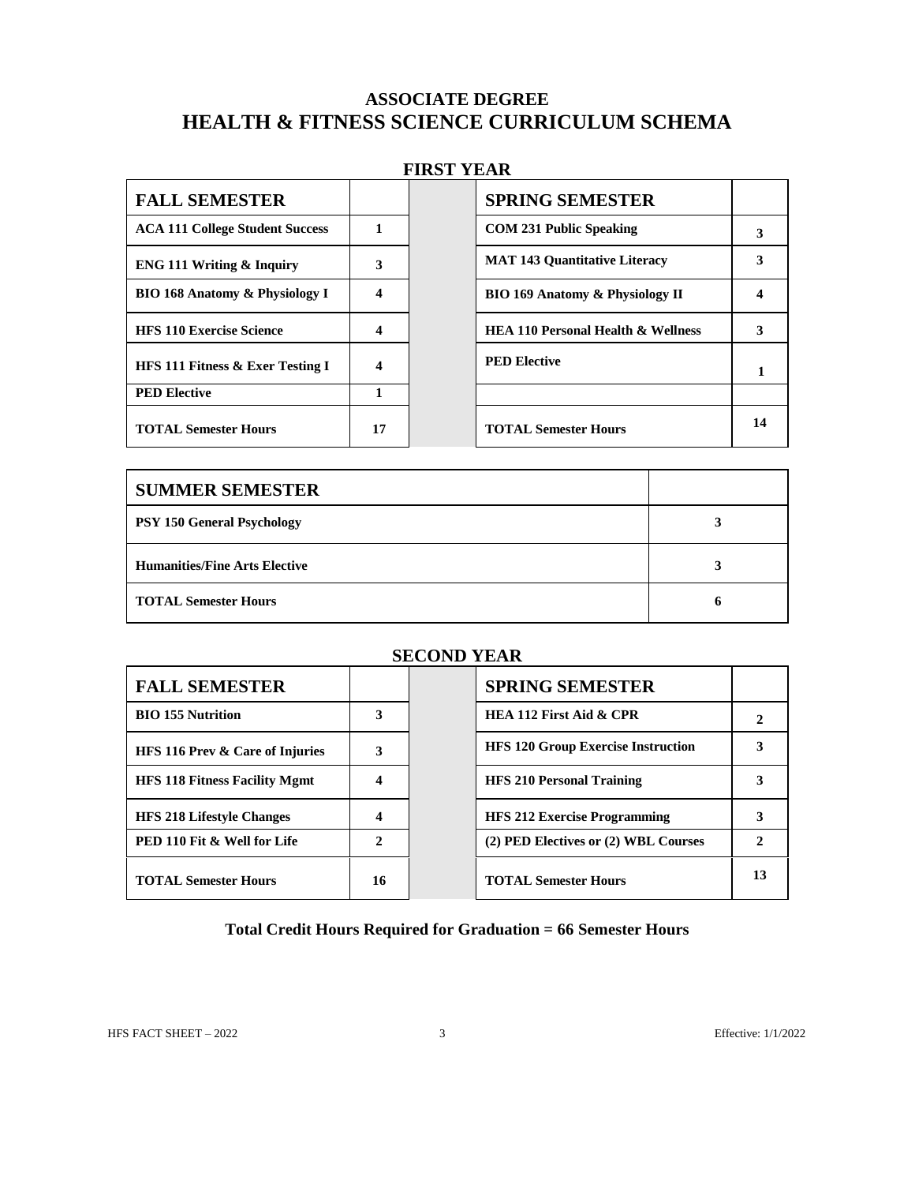# ASSOCIATE DEGREE
# HEALTH & FITNESS SCIENCE CURRICULUM SCHEMA

## FIRST YEAR

| FALL SEMESTER | | | SPRING SEMESTER | |
|---|---|---|---|---|
| ACA 111 College Student Success | 1 | | COM 231 Public Speaking | 3 |
| ENG 111 Writing & Inquiry | 3 | | MAT 143 Quantitative Literacy | 3 |
| BIO 168 Anatomy & Physiology I | 4 | | BIO 169 Anatomy & Physiology II | 4 |
| HFS 110 Exercise Science | 4 | | HEA 110 Personal Health & Wellness | 3 |
| HFS 111 Fitness & Exer Testing I | 4 | | PED Elective | 1 |
| PED Elective | 1 | | | |
| TOTAL Semester Hours | 17 | | TOTAL Semester Hours | 14 |

| SUMMER SEMESTER | |
|---|---|
| PSY 150 General Psychology | 3 |
| Humanities/Fine Arts Elective | 3 |
| TOTAL Semester Hours | 6 |

## SECOND YEAR

| FALL SEMESTER | | | SPRING SEMESTER | |
|---|---|---|---|---|
| BIO 155 Nutrition | 3 | | HEA 112 First Aid & CPR | 2 |
| HFS 116 Prev & Care of Injuries | 3 | | HFS 120 Group Exercise Instruction | 3 |
| HFS 118 Fitness Facility Mgmt | 4 | | HFS 210 Personal Training | 3 |
| HFS 218 Lifestyle Changes | 4 | | HFS 212 Exercise Programming | 3 |
| PED 110 Fit & Well for Life | 2 | | (2) PED Electives or (2) WBL Courses | 2 |
| TOTAL Semester Hours | 16 | | TOTAL Semester Hours | 13 |

**Total Credit Hours Required for Graduation = 66 Semester Hours**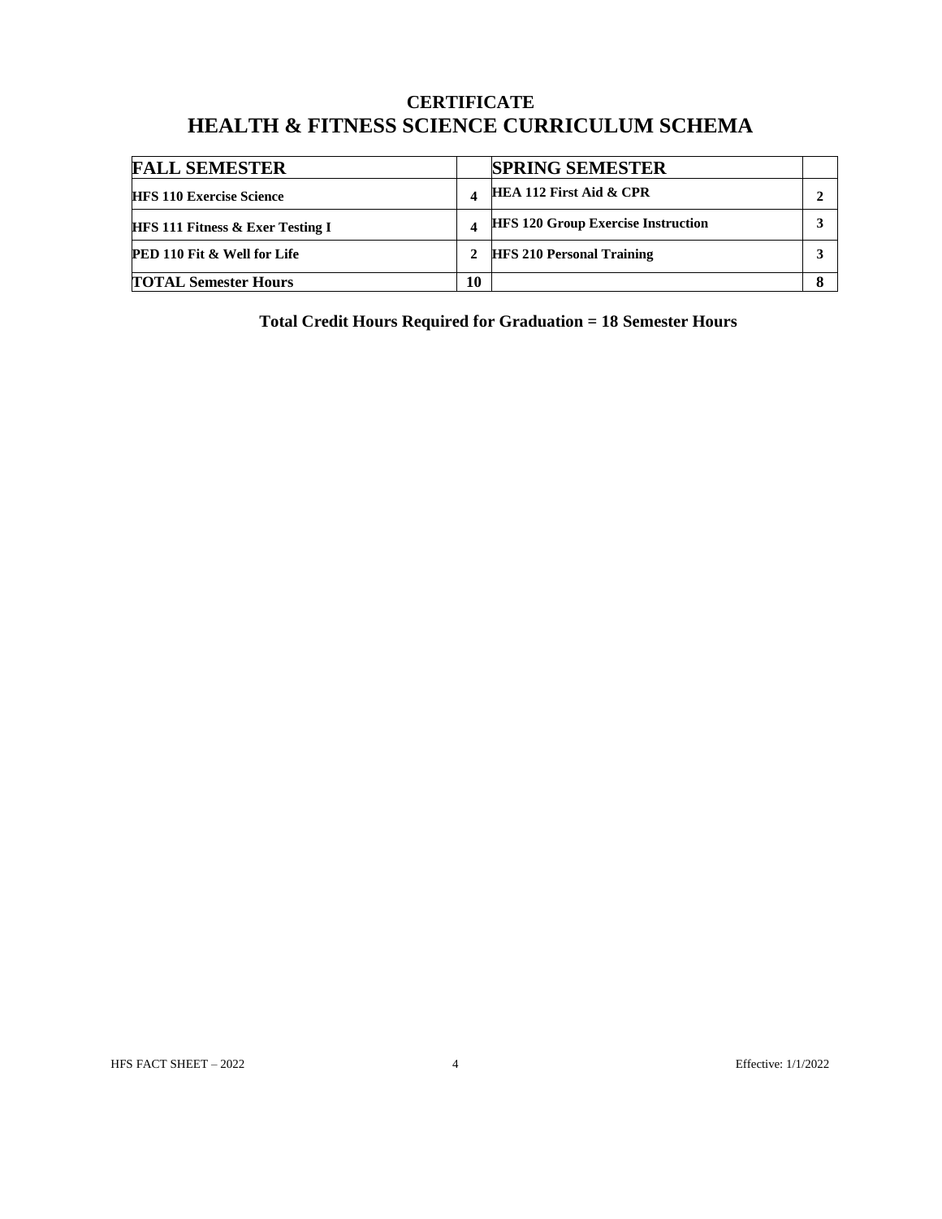# CERTIFICATE
# HEALTH & FITNESS SCIENCE CURRICULUM SCHEMA

| FALL SEMESTER | | SPRING SEMESTER | |
|---|---|---|---|
| HFS 110 Exercise Science | 4 | HEA 112 First Aid & CPR | 2 |
| HFS 111 Fitness & Exer Testing I | 4 | HFS 120 Group Exercise Instruction | 3 |
| PED 110 Fit & Well for Life | 2 | HFS 210 Personal Training | 3 |
| TOTAL Semester Hours | 10 | | 8 |

**Total Credit Hours Required for Graduation = 18 Semester Hours**